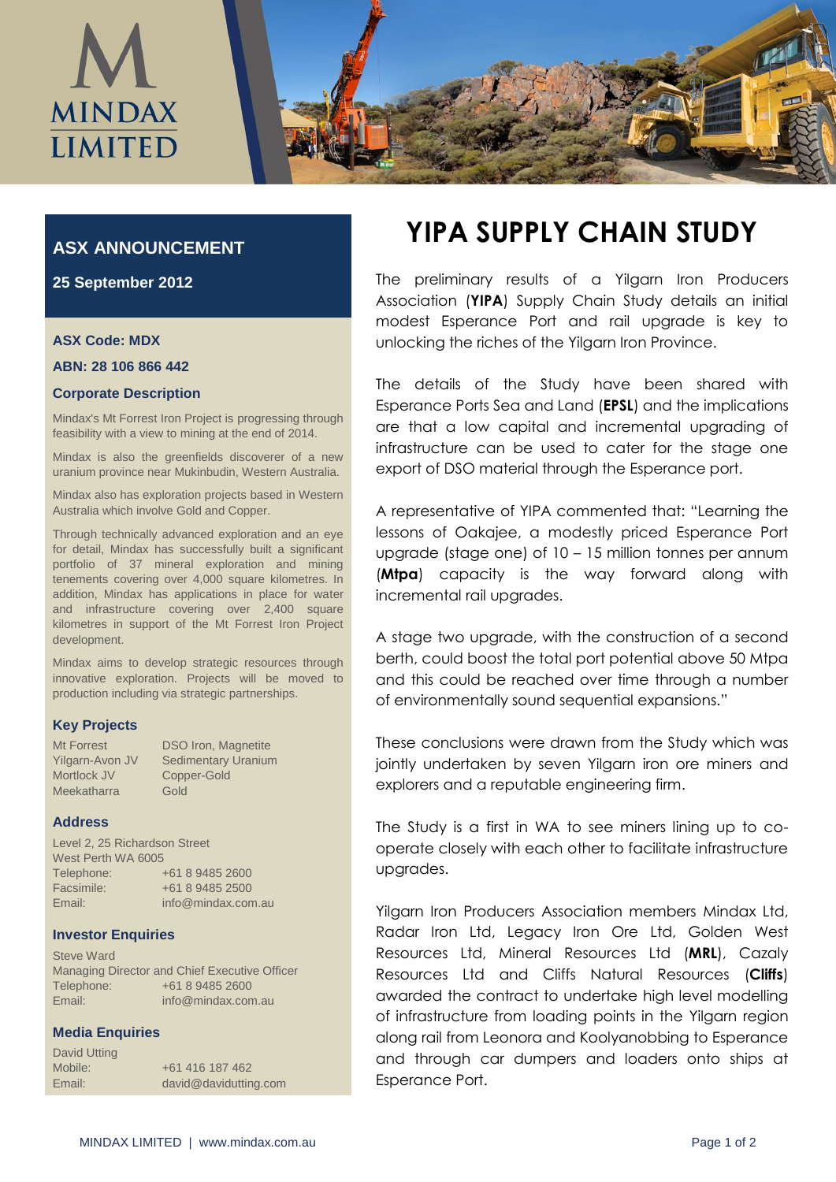MINDAX LIMITED

## ASX ANNOUNCEMENT

**25 September 2012**

**ASX Code: MDX**

**ABN: 28 106 866 442**

### Corporate Description

Mindax's Mt Forrest Iron Project is progressing through feasibility with a view to mining at the end of 2014.

Mindax is also the greenfields discoverer of a new uranium province near Mukinbudin, Western Australia.

Mindax also has exploration projects based in Western Australia which involve Gold and Copper.

Through technically advanced exploration and an eye for detail, Mindax has successfully built a significant portfolio of 37 mineral exploration and mining tenements covering over 4,000 square kilometres. In addition, Mindax has applications in place for water and infrastructure covering over 2,400 square kilometres in support of the Mt Forrest Iron Project development.

Mindax aims to develop strategic resources through innovative exploration. Projects will be moved to production including via strategic partnerships.

### Key Projects

| | |
|---|---|
| Mt Forrest | DSO Iron, Magnetite |
| Yilgarn-Avon JV | Sedimentary Uranium |
| Mortlock JV | Copper-Gold |
| Meekatharra | Gold |

### Address

Level 2, 25 Richardson Street
West Perth WA 6005
Telephone: +61 8 9485 2600
Facsimile: +61 8 9485 2500
Email: info@mindax.com.au

### Investor Enquiries

Steve Ward
Managing Director and Chief Executive Officer
Telephone: +61 8 9485 2600
Email: info@mindax.com.au

### Media Enquiries

David Utting
Mobile: +61 416 187 462
Email: david@davidutting.com

# YIPA SUPPLY CHAIN STUDY

The preliminary results of a Yilgarn Iron Producers Association (**YIPA**) Supply Chain Study details an initial modest Esperance Port and rail upgrade is key to unlocking the riches of the Yilgarn Iron Province.

The details of the Study have been shared with Esperance Ports Sea and Land (**EPSL**) and the implications are that a low capital and incremental upgrading of infrastructure can be used to cater for the stage one export of DSO material through the Esperance port.

A representative of YIPA commented that: "Learning the lessons of Oakajee, a modestly priced Esperance Port upgrade (stage one) of 10 – 15 million tonnes per annum (**Mtpa**) capacity is the way forward along with incremental rail upgrades.

A stage two upgrade, with the construction of a second berth, could boost the total port potential above 50 Mtpa and this could be reached over time through a number of environmentally sound sequential expansions."

These conclusions were drawn from the Study which was jointly undertaken by seven Yilgarn iron ore miners and explorers and a reputable engineering firm.

The Study is a first in WA to see miners lining up to co-operate closely with each other to facilitate infrastructure upgrades.

Yilgarn Iron Producers Association members Mindax Ltd, Radar Iron Ltd, Legacy Iron Ore Ltd, Golden West Resources Ltd, Mineral Resources Ltd (**MRL**), Cazaly Resources Ltd and Cliffs Natural Resources (**Cliffs**) awarded the contract to undertake high level modelling of infrastructure from loading points in the Yilgarn region along rail from Leonora and Koolyanobbing to Esperance and through car dumpers and loaders onto ships at Esperance Port.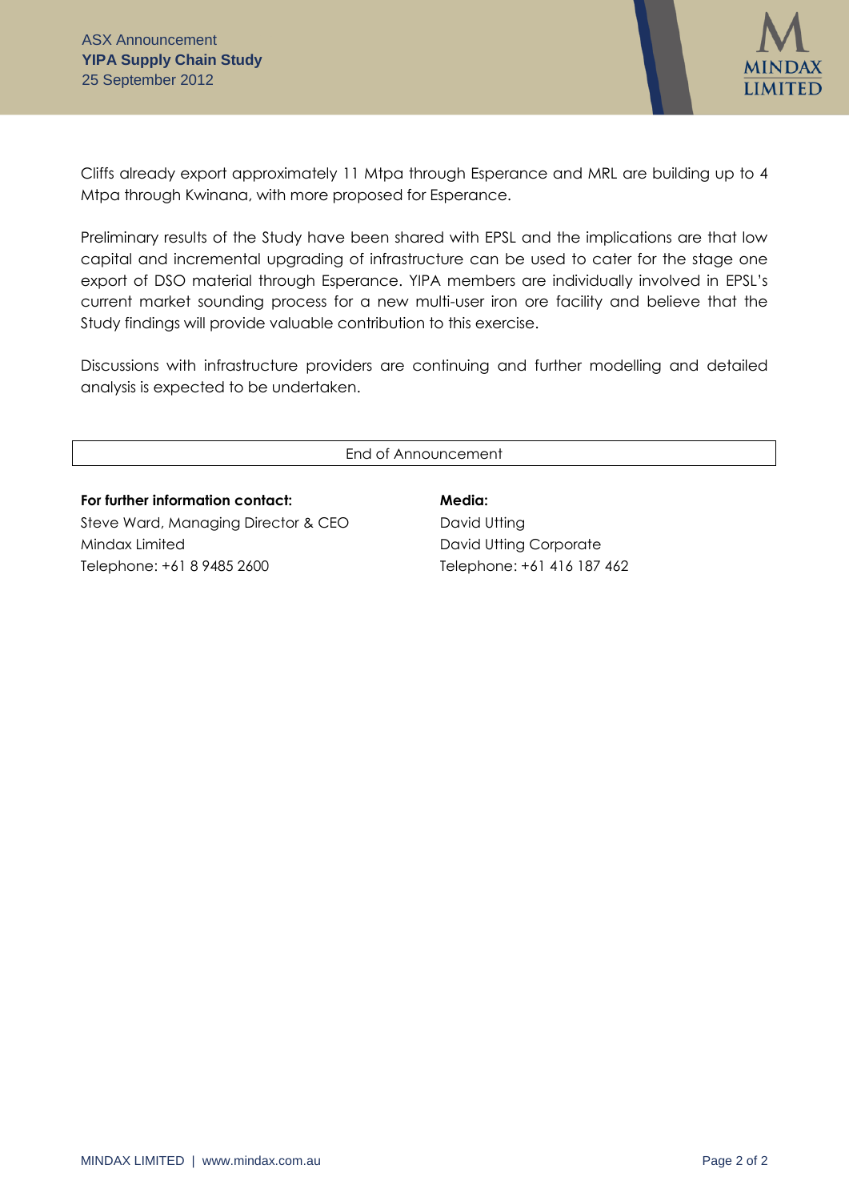Cliffs already export approximately 11 Mtpa through Esperance and MRL are building up to 4 Mtpa through Kwinana, with more proposed for Esperance.

Preliminary results of the Study have been shared with EPSL and the implications are that low capital and incremental upgrading of infrastructure can be used to cater for the stage one export of DSO material through Esperance. YIPA members are individually involved in EPSL's current market sounding process for a new multi-user iron ore facility and believe that the Study findings will provide valuable contribution to this exercise.

Discussions with infrastructure providers are continuing and further modelling and detailed analysis is expected to be undertaken.

End of Announcement

**For further information contact:**
Steve Ward, Managing Director & CEO
Mindax Limited
Telephone: +61 8 9485 2600

**Media:**
David Utting
David Utting Corporate
Telephone: +61 416 187 462